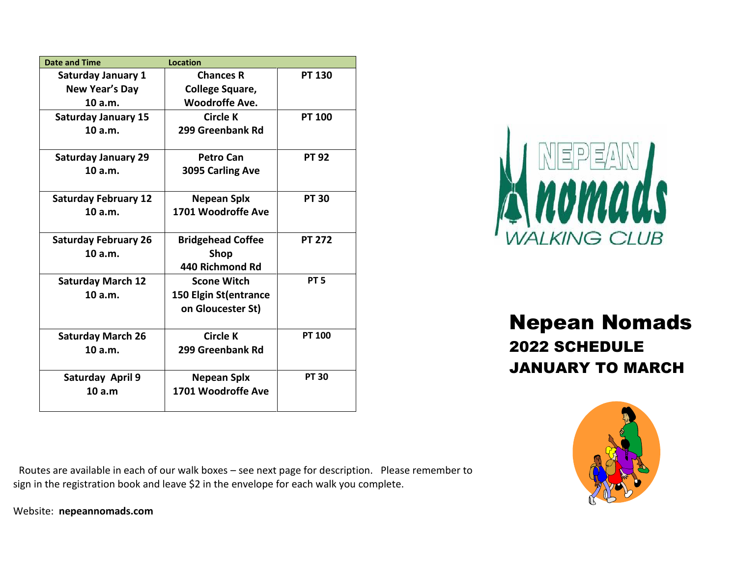# Nepean Nomads

## 2022 SCHEDULE
## JANUARY TO MARCH

| Date and Time | Location | |
|---|---|---|
| Saturday January 1<br>New Year's Day<br>10 a.m. | Chances R<br>College Square,<br>Woodroffe Ave. | PT 130 |
| Saturday January 15<br>10 a.m. | Circle K<br>299 Greenbank Rd | PT 100 |
| Saturday January 29<br>10 a.m. | Petro Can<br>3095 Carling Ave | PT 92 |
| Saturday February 12<br>10 a.m. | Nepean Splx<br>1701 Woodroffe Ave | PT 30 |
| Saturday February 26<br>10 a.m. | Bridgehead Coffee Shop<br>440 Richmond Rd | PT 272 |
| Saturday March 12<br>10 a.m. | Scone Witch<br>150 Elgin St(entrance on Gloucester St) | PT 5 |
| Saturday March 26<br>10 a.m. | Circle K<br>299 Greenbank Rd | PT 100 |
| Saturday April 9<br>10 a.m | Nepean Splx<br>1701 Woodroffe Ave | PT 30 |

Routes are available in each of our walk boxes – see next page for description. Please remember to sign in the registration book and leave $2 in the envelope for each walk you complete.

Website: **nepeannomads.com**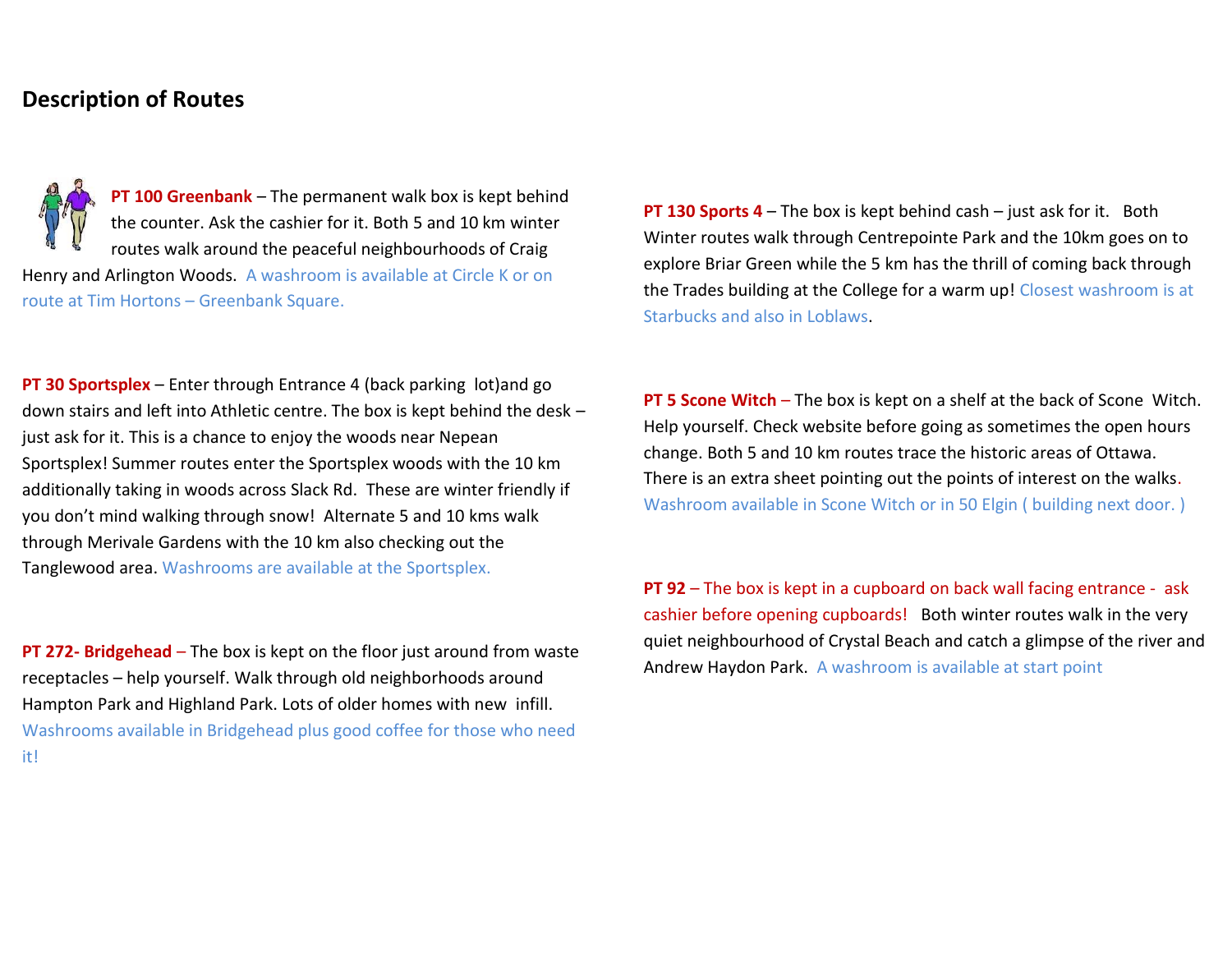## Description of Routes

**PT 100 Greenbank** – The permanent walk box is kept behind the counter. Ask the cashier for it. Both 5 and 10 km winter routes walk around the peaceful neighbourhoods of Craig Henry and Arlington Woods. A washroom is available at Circle K or on route at Tim Hortons – Greenbank Square.

**PT 30 Sportsplex** – Enter through Entrance 4 (back parking lot)and go down stairs and left into Athletic centre. The box is kept behind the desk – just ask for it. This is a chance to enjoy the woods near Nepean Sportsplex! Summer routes enter the Sportsplex woods with the 10 km additionally taking in woods across Slack Rd. These are winter friendly if you don't mind walking through snow! Alternate 5 and 10 kms walk through Merivale Gardens with the 10 km also checking out the Tanglewood area. Washrooms are available at the Sportsplex.

**PT 272- Bridgehead** – The box is kept on the floor just around from waste receptacles – help yourself. Walk through old neighborhoods around Hampton Park and Highland Park. Lots of older homes with new infill. Washrooms available in Bridgehead plus good coffee for those who need it!

**PT 130 Sports 4** – The box is kept behind cash – just ask for it. Both Winter routes walk through Centrepointe Park and the 10km goes on to explore Briar Green while the 5 km has the thrill of coming back through the Trades building at the College for a warm up! Closest washroom is at Starbucks and also in Loblaws.

**PT 5 Scone Witch** – The box is kept on a shelf at the back of Scone Witch. Help yourself. Check website before going as sometimes the open hours change. Both 5 and 10 km routes trace the historic areas of Ottawa. There is an extra sheet pointing out the points of interest on the walks. Washroom available in Scone Witch or in 50 Elgin ( building next door. )

**PT 92** – The box is kept in a cupboard on back wall facing entrance - ask cashier before opening cupboards! Both winter routes walk in the very quiet neighbourhood of Crystal Beach and catch a glimpse of the river and Andrew Haydon Park. A washroom is available at start point